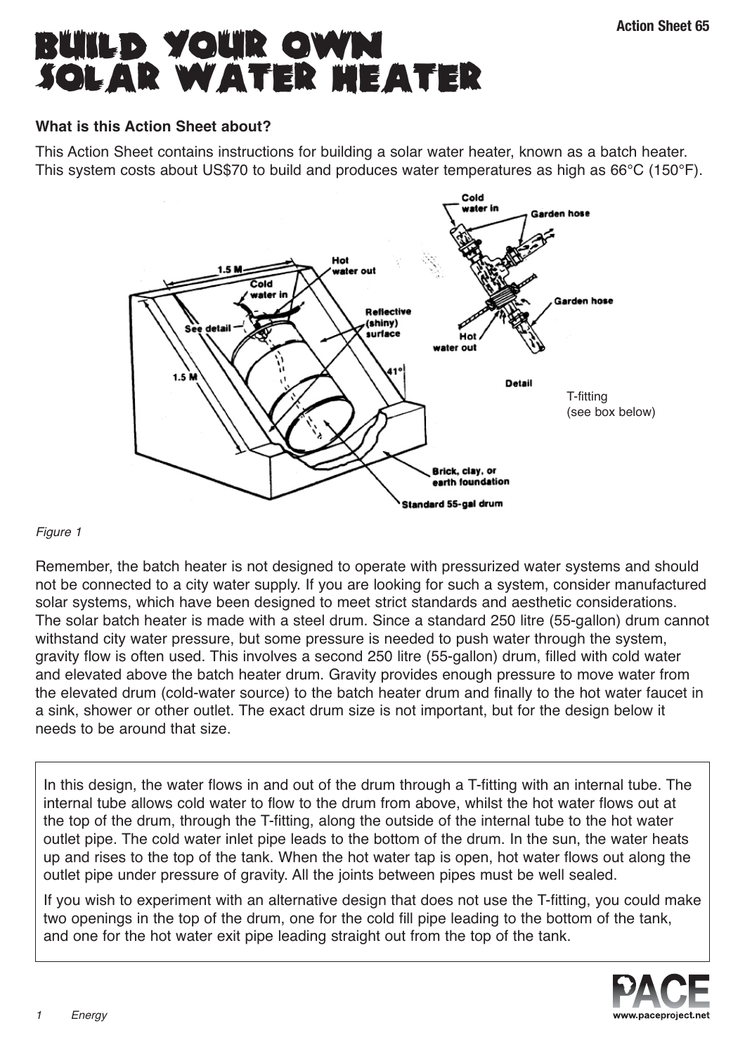# BUILD YOUR OWN SOLAR WATER HEATER

Action Sheet 65

**What is this Action Sheet about?**

This Action Sheet contains instructions for building a solar water heater, known as a batch heater. This system costs about US$70 to build and produces water temperatures as high as 66°C (150°F).

*Figure 1*

Remember, the batch heater is not designed to operate with pressurized water systems and should not be connected to a city water supply. If you are looking for such a system, consider manufactured solar systems, which have been designed to meet strict standards and aesthetic considerations. The solar batch heater is made with a steel drum. Since a standard 250 litre (55-gallon) drum cannot withstand city water pressure, but some pressure is needed to push water through the system, gravity flow is often used. This involves a second 250 litre (55-gallon) drum, filled with cold water and elevated above the batch heater drum. Gravity provides enough pressure to move water from the elevated drum (cold-water source) to the batch heater drum and finally to the hot water faucet in a sink, shower or other outlet. The exact drum size is not important, but for the design below it needs to be around that size.

In this design, the water flows in and out of the drum through a T-fitting with an internal tube. The internal tube allows cold water to flow to the drum from above, whilst the hot water flows out at the top of the drum, through the T-fitting, along the outside of the internal tube to the hot water outlet pipe. The cold water inlet pipe leads to the bottom of the drum. In the sun, the water heats up and rises to the top of the tank. When the hot water tap is open, hot water flows out along the outlet pipe under pressure of gravity. All the joints between pipes must be well sealed.

If you wish to experiment with an alternative design that does not use the T-fitting, you could make two openings in the top of the drum, one for the cold fill pipe leading to the bottom of the tank, and one for the hot water exit pipe leading straight out from the top of the tank.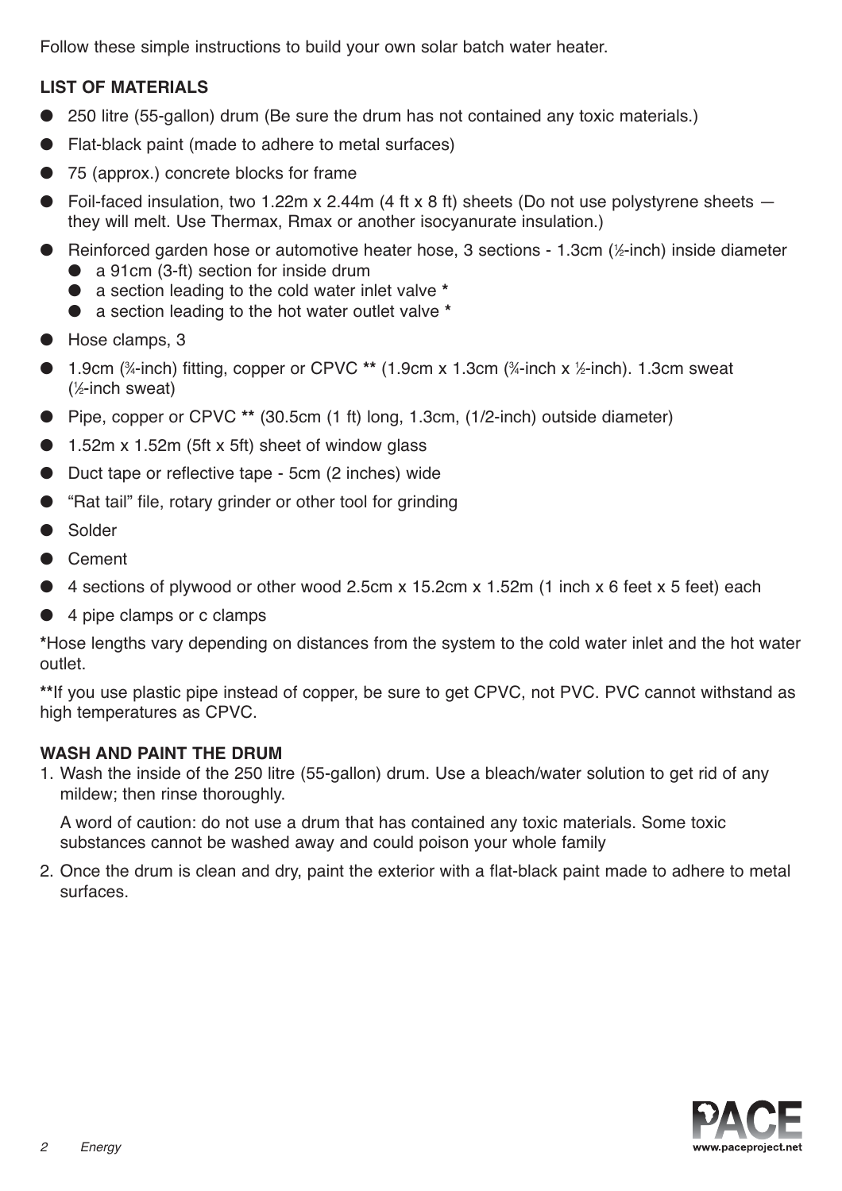Follow these simple instructions to build your own solar batch water heater.

### LIST OF MATERIALS

- 250 litre (55-gallon) drum (Be sure the drum has not contained any toxic materials.)
- Flat-black paint (made to adhere to metal surfaces)
- 75 (approx.) concrete blocks for frame
- Foil-faced insulation, two 1.22m x 2.44m (4 ft x 8 ft) sheets (Do not use polystyrene sheets — they will melt. Use Thermax, Rmax or another isocyanurate insulation.)
- Reinforced garden hose or automotive heater hose, 3 sections - 1.3cm (½-inch) inside diameter
  - a 91cm (3-ft) section for inside drum
  - a section leading to the cold water inlet valve *
  - a section leading to the hot water outlet valve *
- Hose clamps, 3
- 1.9cm (¾-inch) fitting, copper or CPVC ** (1.9cm x 1.3cm (¾-inch x ½-inch). 1.3cm sweat (½-inch sweat)
- Pipe, copper or CPVC ** (30.5cm (1 ft) long, 1.3cm, (1/2-inch) outside diameter)
- 1.52m x 1.52m (5ft x 5ft) sheet of window glass
- Duct tape or reflective tape - 5cm (2 inches) wide
- "Rat tail" file, rotary grinder or other tool for grinding
- Solder
- Cement
- 4 sections of plywood or other wood 2.5cm x 15.2cm x 1.52m (1 inch x 6 feet x 5 feet) each
- 4 pipe clamps or c clamps

*Hose lengths vary depending on distances from the system to the cold water inlet and the hot water outlet.

**If you use plastic pipe instead of copper, be sure to get CPVC, not PVC. PVC cannot withstand as high temperatures as CPVC.

### WASH AND PAINT THE DRUM

1. Wash the inside of the 250 litre (55-gallon) drum. Use a bleach/water solution to get rid of any mildew; then rinse thoroughly.

   A word of caution: do not use a drum that has contained any toxic materials. Some toxic substances cannot be washed away and could poison your whole family

2. Once the drum is clean and dry, paint the exterior with a flat-black paint made to adhere to metal surfaces.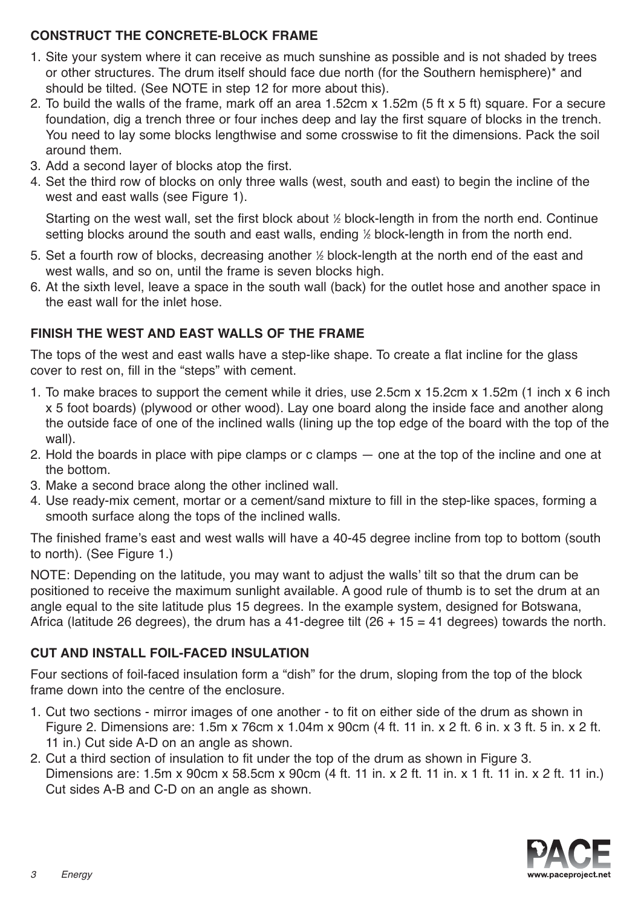## CONSTRUCT THE CONCRETE-BLOCK FRAME

1. Site your system where it can receive as much sunshine as possible and is not shaded by trees or other structures. The drum itself should face due north (for the Southern hemisphere)* and should be tilted. (See NOTE in step 12 for more about this).
2. To build the walls of the frame, mark off an area 1.52cm x 1.52m (5 ft x 5 ft) square. For a secure foundation, dig a trench three or four inches deep and lay the first square of blocks in the trench. You need to lay some blocks lengthwise and some crosswise to fit the dimensions. Pack the soil around them.
3. Add a second layer of blocks atop the first.
4. Set the third row of blocks on only three walls (west, south and east) to begin the incline of the west and east walls (see Figure 1).

   Starting on the west wall, set the first block about ½ block-length in from the north end. Continue setting blocks around the south and east walls, ending ½ block-length in from the north end.
5. Set a fourth row of blocks, decreasing another ½ block-length at the north end of the east and west walls, and so on, until the frame is seven blocks high.
6. At the sixth level, leave a space in the south wall (back) for the outlet hose and another space in the east wall for the inlet hose.

## FINISH THE WEST AND EAST WALLS OF THE FRAME

The tops of the west and east walls have a step-like shape. To create a flat incline for the glass cover to rest on, fill in the "steps" with cement.

1. To make braces to support the cement while it dries, use 2.5cm x 15.2cm x 1.52m (1 inch x 6 inch x 5 foot boards) (plywood or other wood). Lay one board along the inside face and another along the outside face of one of the inclined walls (lining up the top edge of the board with the top of the wall).
2. Hold the boards in place with pipe clamps or c clamps — one at the top of the incline and one at the bottom.
3. Make a second brace along the other inclined wall.
4. Use ready-mix cement, mortar or a cement/sand mixture to fill in the step-like spaces, forming a smooth surface along the tops of the inclined walls.

The finished frame's east and west walls will have a 40-45 degree incline from top to bottom (south to north). (See Figure 1.)

NOTE: Depending on the latitude, you may want to adjust the walls' tilt so that the drum can be positioned to receive the maximum sunlight available. A good rule of thumb is to set the drum at an angle equal to the site latitude plus 15 degrees. In the example system, designed for Botswana, Africa (latitude 26 degrees), the drum has a 41-degree tilt (26 + 15 = 41 degrees) towards the north.

## CUT AND INSTALL FOIL-FACED INSULATION

Four sections of foil-faced insulation form a "dish" for the drum, sloping from the top of the block frame down into the centre of the enclosure.

1. Cut two sections - mirror images of one another - to fit on either side of the drum as shown in Figure 2. Dimensions are: 1.5m x 76cm x 1.04m x 90cm (4 ft. 11 in. x 2 ft. 6 in. x 3 ft. 5 in. x 2 ft. 11 in.) Cut side A-D on an angle as shown.
2. Cut a third section of insulation to fit under the top of the drum as shown in Figure 3. Dimensions are: 1.5m x 90cm x 58.5cm x 90cm (4 ft. 11 in. x 2 ft. 11 in. x 1 ft. 11 in. x 2 ft. 11 in.) Cut sides A-B and C-D on an angle as shown.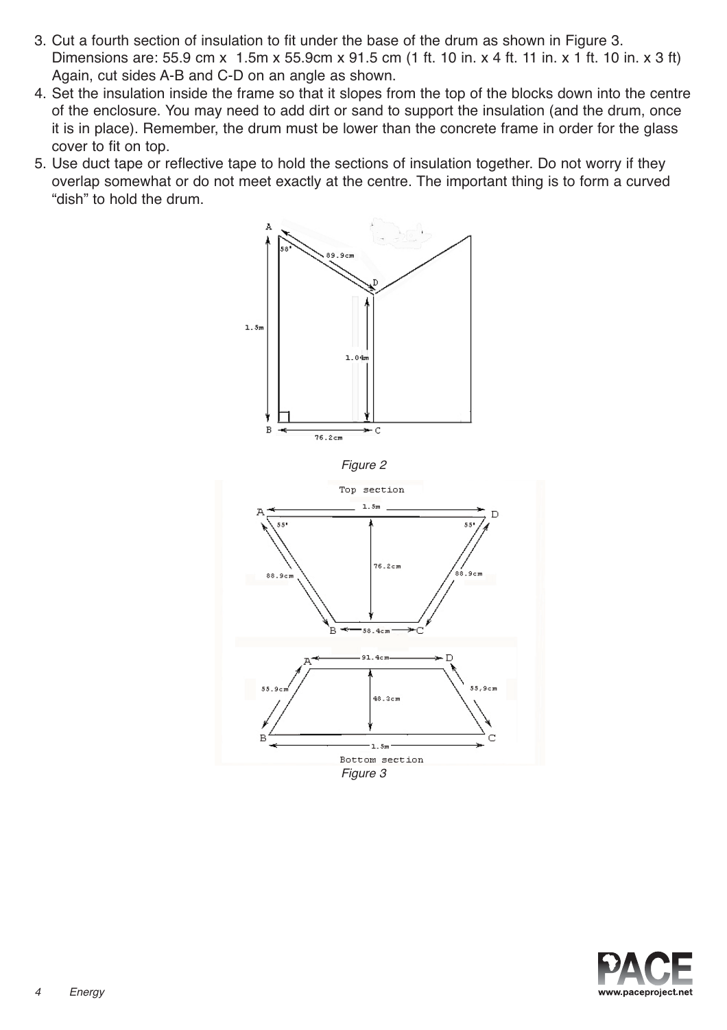3. Cut a fourth section of insulation to fit under the base of the drum as shown in Figure 3. Dimensions are: 55.9 cm x 1.5m x 55.9cm x 91.5 cm (1 ft. 10 in. x 4 ft. 11 in. x 1 ft. 10 in. x 3 ft) Again, cut sides A-B and C-D on an angle as shown.
4. Set the insulation inside the frame so that it slopes from the top of the blocks down into the centre of the enclosure. You may need to add dirt or sand to support the insulation (and the drum, once it is in place). Remember, the drum must be lower than the concrete frame in order for the glass cover to fit on top.
5. Use duct tape or reflective tape to hold the sections of insulation together. Do not worry if they overlap somewhat or do not meet exactly at the centre. The important thing is to form a curved "dish" to hold the drum.

*Figure 2*

*Figure 3*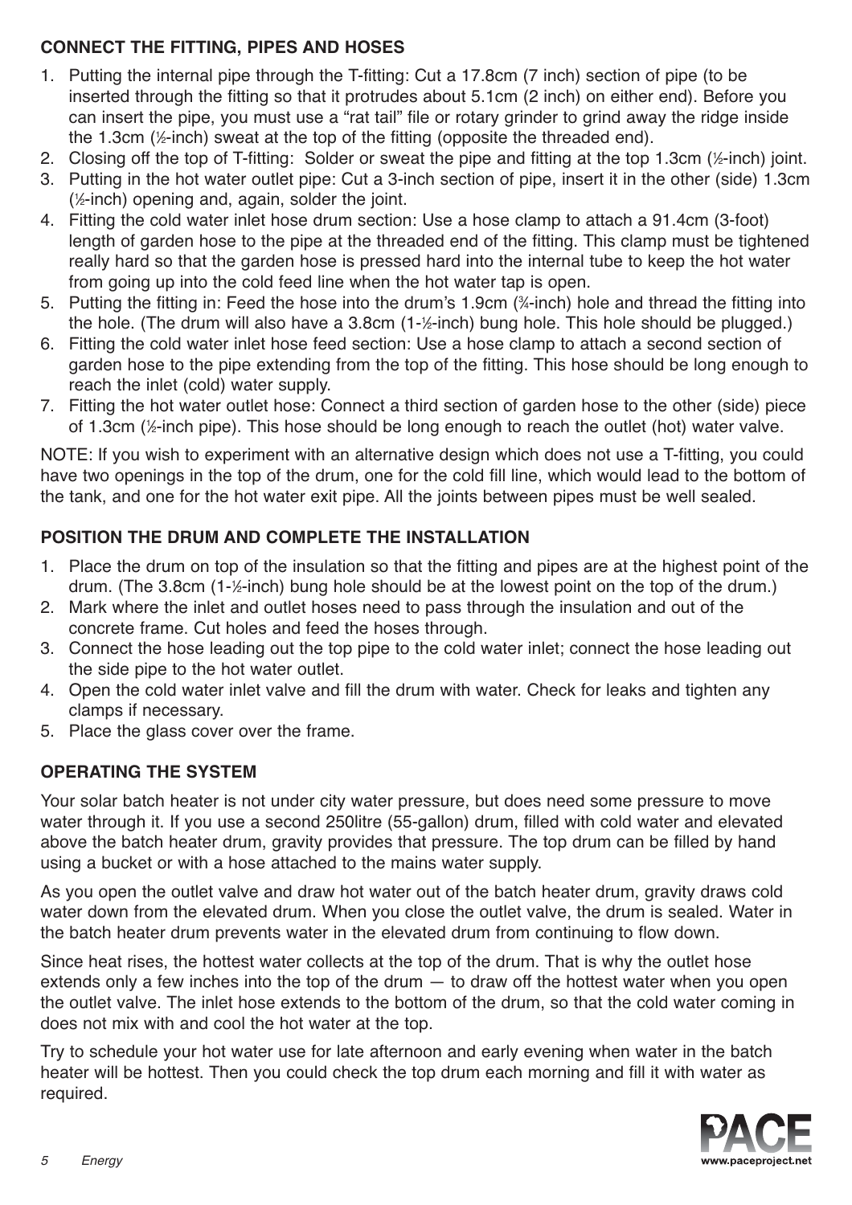## CONNECT THE FITTING, PIPES AND HOSES

1. Putting the internal pipe through the T-fitting: Cut a 17.8cm (7 inch) section of pipe (to be inserted through the fitting so that it protrudes about 5.1cm (2 inch) on either end). Before you can insert the pipe, you must use a "rat tail" file or rotary grinder to grind away the ridge inside the 1.3cm (½-inch) sweat at the top of the fitting (opposite the threaded end).
2. Closing off the top of T-fitting: Solder or sweat the pipe and fitting at the top 1.3cm (½-inch) joint.
3. Putting in the hot water outlet pipe: Cut a 3-inch section of pipe, insert it in the other (side) 1.3cm (½-inch) opening and, again, solder the joint.
4. Fitting the cold water inlet hose drum section: Use a hose clamp to attach a 91.4cm (3-foot) length of garden hose to the pipe at the threaded end of the fitting. This clamp must be tightened really hard so that the garden hose is pressed hard into the internal tube to keep the hot water from going up into the cold feed line when the hot water tap is open.
5. Putting the fitting in: Feed the hose into the drum's 1.9cm (¾-inch) hole and thread the fitting into the hole. (The drum will also have a 3.8cm (1-½-inch) bung hole. This hole should be plugged.)
6. Fitting the cold water inlet hose feed section: Use a hose clamp to attach a second section of garden hose to the pipe extending from the top of the fitting. This hose should be long enough to reach the inlet (cold) water supply.
7. Fitting the hot water outlet hose: Connect a third section of garden hose to the other (side) piece of 1.3cm (½-inch pipe). This hose should be long enough to reach the outlet (hot) water valve.

NOTE: If you wish to experiment with an alternative design which does not use a T-fitting, you could have two openings in the top of the drum, one for the cold fill line, which would lead to the bottom of the tank, and one for the hot water exit pipe. All the joints between pipes must be well sealed.

## POSITION THE DRUM AND COMPLETE THE INSTALLATION

1. Place the drum on top of the insulation so that the fitting and pipes are at the highest point of the drum. (The 3.8cm (1-½-inch) bung hole should be at the lowest point on the top of the drum.)
2. Mark where the inlet and outlet hoses need to pass through the insulation and out of the concrete frame. Cut holes and feed the hoses through.
3. Connect the hose leading out the top pipe to the cold water inlet; connect the hose leading out the side pipe to the hot water outlet.
4. Open the cold water inlet valve and fill the drum with water. Check for leaks and tighten any clamps if necessary.
5. Place the glass cover over the frame.

## OPERATING THE SYSTEM

Your solar batch heater is not under city water pressure, but does need some pressure to move water through it. If you use a second 250litre (55-gallon) drum, filled with cold water and elevated above the batch heater drum, gravity provides that pressure. The top drum can be filled by hand using a bucket or with a hose attached to the mains water supply.

As you open the outlet valve and draw hot water out of the batch heater drum, gravity draws cold water down from the elevated drum. When you close the outlet valve, the drum is sealed. Water in the batch heater drum prevents water in the elevated drum from continuing to flow down.

Since heat rises, the hottest water collects at the top of the drum. That is why the outlet hose extends only a few inches into the top of the drum — to draw off the hottest water when you open the outlet valve. The inlet hose extends to the bottom of the drum, so that the cold water coming in does not mix with and cool the hot water at the top.

Try to schedule your hot water use for late afternoon and early evening when water in the batch heater will be hottest. Then you could check the top drum each morning and fill it with water as required.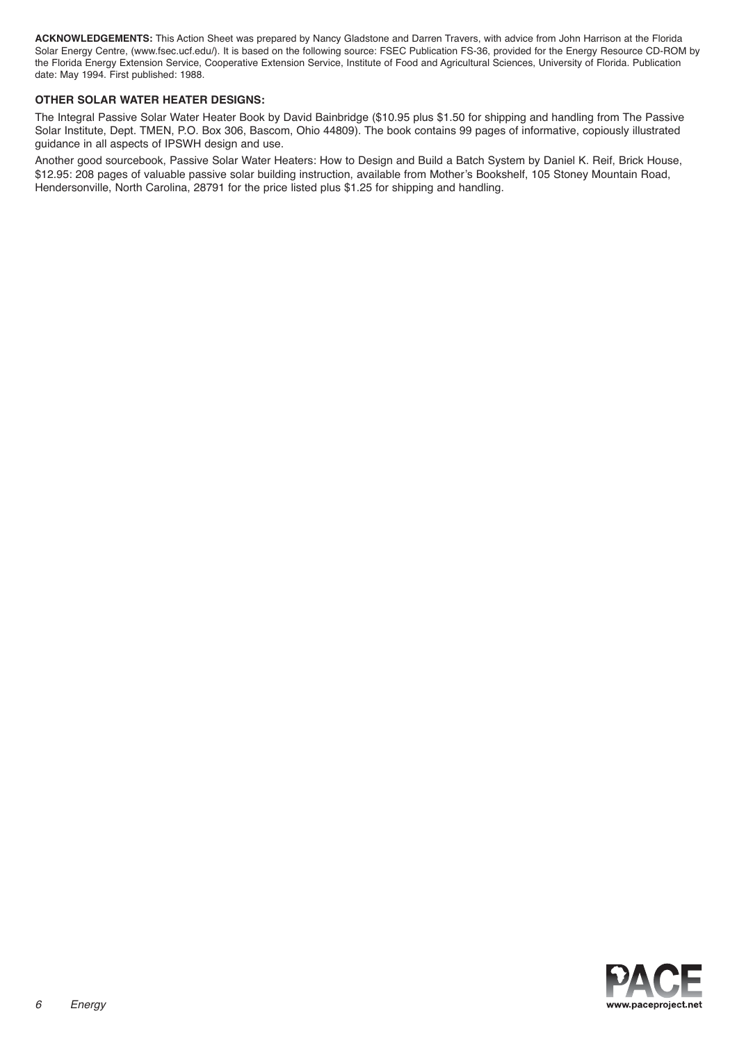**ACKNOWLEDGEMENTS:** This Action Sheet was prepared by Nancy Gladstone and Darren Travers, with advice from John Harrison at the Florida Solar Energy Centre, (www.fsec.ucf.edu/). It is based on the following source: FSEC Publication FS-36, provided for the Energy Resource CD-ROM by the Florida Energy Extension Service, Cooperative Extension Service, Institute of Food and Agricultural Sciences, University of Florida. Publication date: May 1994. First published: 1988.

**OTHER SOLAR WATER HEATER DESIGNS:**

The Integral Passive Solar Water Heater Book by David Bainbridge ($10.95 plus $1.50 for shipping and handling from The Passive Solar Institute, Dept. TMEN, P.O. Box 306, Bascom, Ohio 44809). The book contains 99 pages of informative, copiously illustrated guidance in all aspects of IPSWH design and use.

Another good sourcebook, Passive Solar Water Heaters: How to Design and Build a Batch System by Daniel K. Reif, Brick House, $12.95: 208 pages of valuable passive solar building instruction, available from Mother's Bookshelf, 105 Stoney Mountain Road, Hendersonville, North Carolina, 28791 for the price listed plus $1.25 for shipping and handling.